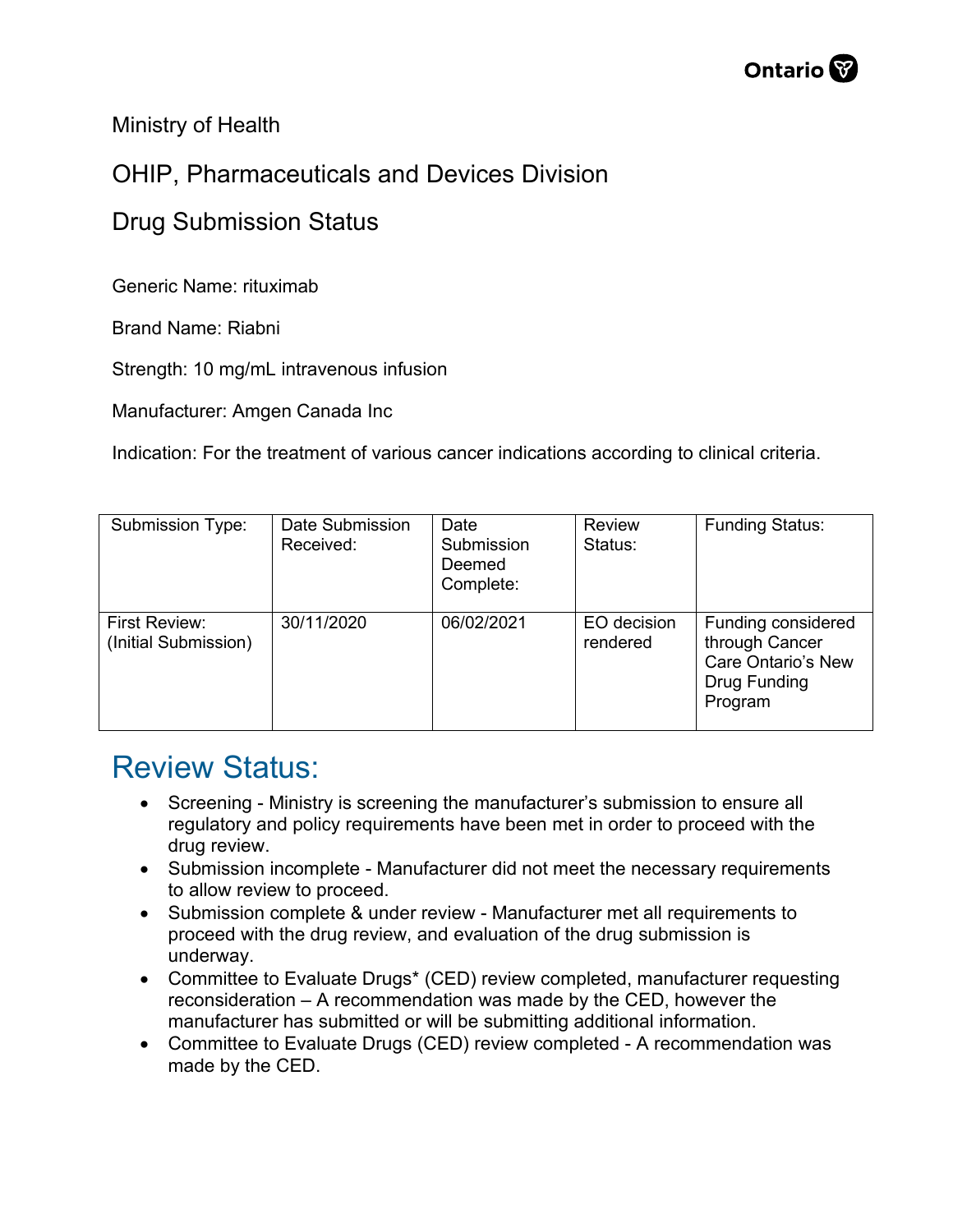Ministry of Health

OHIP, Pharmaceuticals and Devices Division

Drug Submission Status

Generic Name: rituximab

Brand Name: Riabni

Strength: 10 mg/mL intravenous infusion

Manufacturer: Amgen Canada Inc

Indication: For the treatment of various cancer indications according to clinical criteria.

| Submission Type: | Date Submission Received: | Date Submission Deemed Complete: | Review Status: | Funding Status: |
|---|---|---|---|---|
| First Review: (Initial Submission) | 30/11/2020 | 06/02/2021 | EO decision rendered | Funding considered through Cancer Care Ontario's New Drug Funding Program |

# Review Status:

- Screening - Ministry is screening the manufacturer's submission to ensure all regulatory and policy requirements have been met in order to proceed with the drug review.
- Submission incomplete - Manufacturer did not meet the necessary requirements to allow review to proceed.
- Submission complete & under review - Manufacturer met all requirements to proceed with the drug review, and evaluation of the drug submission is underway.
- Committee to Evaluate Drugs* (CED) review completed, manufacturer requesting reconsideration – A recommendation was made by the CED, however the manufacturer has submitted or will be submitting additional information.
- Committee to Evaluate Drugs (CED) review completed - A recommendation was made by the CED.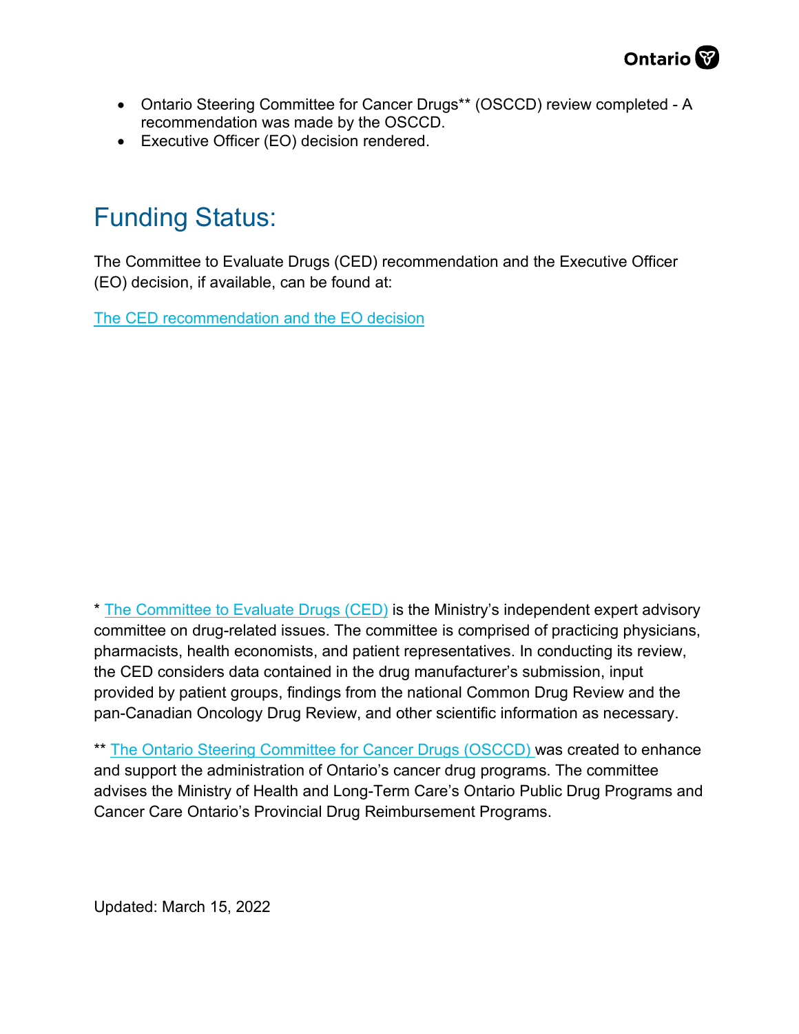- Ontario Steering Committee for Cancer Drugs** (OSCCD) review completed - A recommendation was made by the OSCCD.
- Executive Officer (EO) decision rendered.

## Funding Status:

The Committee to Evaluate Drugs (CED) recommendation and the Executive Officer (EO) decision, if available, can be found at:

The CED recommendation and the EO decision

* The Committee to Evaluate Drugs (CED) is the Ministry's independent expert advisory committee on drug-related issues. The committee is comprised of practicing physicians, pharmacists, health economists, and patient representatives. In conducting its review, the CED considers data contained in the drug manufacturer's submission, input provided by patient groups, findings from the national Common Drug Review and the pan-Canadian Oncology Drug Review, and other scientific information as necessary.

** The Ontario Steering Committee for Cancer Drugs (OSCCD) was created to enhance and support the administration of Ontario's cancer drug programs. The committee advises the Ministry of Health and Long-Term Care's Ontario Public Drug Programs and Cancer Care Ontario's Provincial Drug Reimbursement Programs.

Updated: March 15, 2022